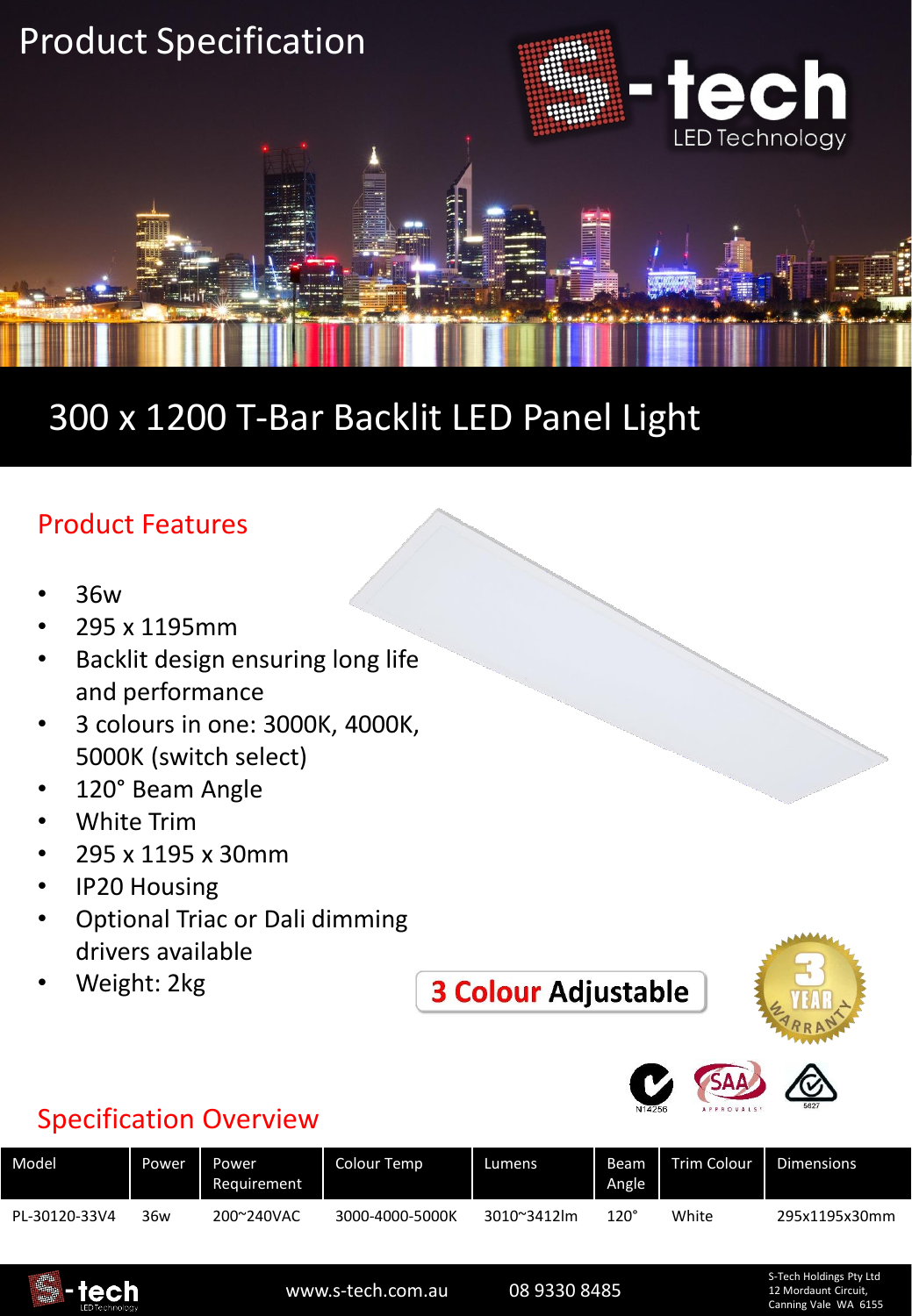# Product Specification

S-tech LED Technology

## 300 x 1200 T-Bar Backlit LED Panel Light

### Product Features

- 36w
- 295 x 1195mm
- Backlit design ensuring long life and performance
- 3 colours in one: 3000K, 4000K, 5000K (switch select)
- 120° Beam Angle
- White Trim
- 295 x 1195 x 30mm
- IP20 Housing
- Optional Triac or Dali dimming drivers available
- Weight: 2kg

**3 Colour Adjustable**

3 YEAR WARRANTY

N14256 SAA APPROVALS 5627

### Specification Overview

| Model | Power | Power Requirement | Colour Temp | Lumens | Beam Angle | Trim Colour | Dimensions |
|---|---|---|---|---|---|---|---|
| PL-30120-33V4 | 36w | 200~240VAC | 3000-4000-5000K | 3010~3412lm | 120° | White | 295x1195x30mm |

www.s-tech.com.au 08 9330 8485

S-Tech Holdings Pty Ltd
12 Mordaunt Circuit,
Canning Vale WA 6155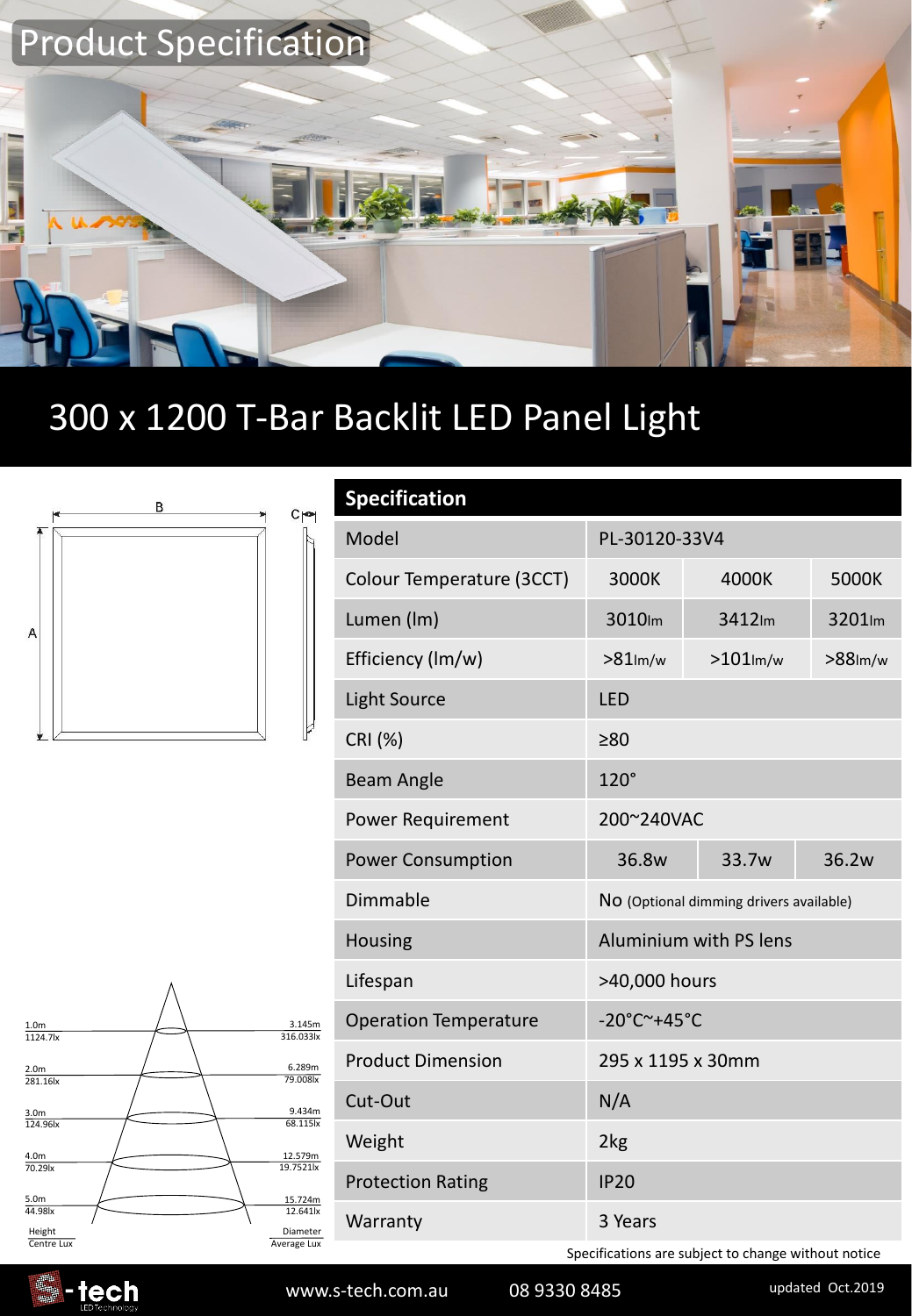# Product Specification

## 300 x 1200 T-Bar Backlit LED Panel Light

B

C

A

| Specification | | | |
|---|---|---|---|
| Model | PL-30120-33V4 | | |
| Colour Temperature (3CCT) | 3000K | 4000K | 5000K |
| Lumen (lm) | 3010lm | 3412lm | 3201lm |
| Efficiency (lm/w) | >81lm/w | >101lm/w | >88lm/w |
| Light Source | LED | | |
| CRI (%) | ≥80 | | |
| Beam Angle | 120° | | |
| Power Requirement | 200~240VAC | | |
| Power Consumption | 36.8w | 33.7w | 36.2w |
| Dimmable | No (Optional dimming drivers available) | | |
| Housing | Aluminium with PS lens | | |
| Lifespan | >40,000 hours | | |
| Operation Temperature | -20°C~+45°C | | |
| Product Dimension | 295 x 1195 x 30mm | | |
| Cut-Out | N/A | | |
| Weight | 2kg | | |
| Protection Rating | IP20 | | |
| Warranty | 3 Years | | |

Specifications are subject to change without notice

1.0m
1124.7lx
3.145m
316.033lx

2.0m
281.16lx
6.289m
79.008lx

3.0m
124.96lx
9.434m
68.115lx

4.0m
70.29lx
12.579m
19.7521lx

5.0m
44.98lx
15.724m
12.641lx

Height
Centre Lux
Diameter
Average Lux

S-tech LED Technology

www.s-tech.com.au 08 9330 8485 updated Oct.2019